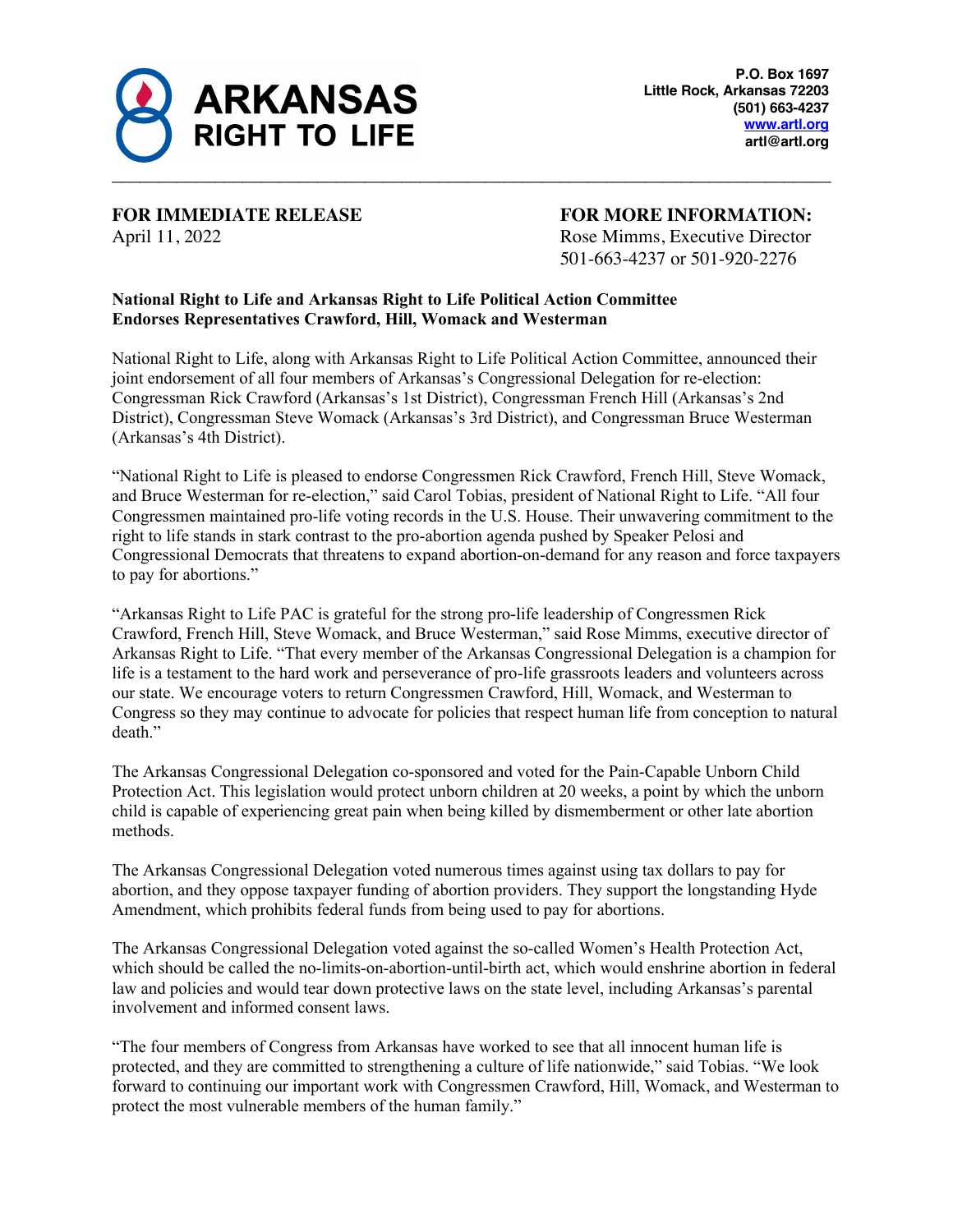**ARKANSAS RIGHT TO LIFE**

**P.O. Box 1697**
**Little Rock, Arkansas 72203**
**(501) 663-4237**
**www.artl.org**
**artl@artl.org**

---

**FOR IMMEDIATE RELEASE**
April 11, 2022

**FOR MORE INFORMATION:**
Rose Mimms, Executive Director
501-663-4237 or 501-920-2276

**National Right to Life and Arkansas Right to Life Political Action Committee Endorses Representatives Crawford, Hill, Womack and Westerman**

National Right to Life, along with Arkansas Right to Life Political Action Committee, announced their joint endorsement of all four members of Arkansas's Congressional Delegation for re-election: Congressman Rick Crawford (Arkansas's 1st District), Congressman French Hill (Arkansas's 2nd District), Congressman Steve Womack (Arkansas's 3rd District), and Congressman Bruce Westerman (Arkansas's 4th District).

"National Right to Life is pleased to endorse Congressmen Rick Crawford, French Hill, Steve Womack, and Bruce Westerman for re-election," said Carol Tobias, president of National Right to Life. "All four Congressmen maintained pro-life voting records in the U.S. House. Their unwavering commitment to the right to life stands in stark contrast to the pro-abortion agenda pushed by Speaker Pelosi and Congressional Democrats that threatens to expand abortion-on-demand for any reason and force taxpayers to pay for abortions."

"Arkansas Right to Life PAC is grateful for the strong pro-life leadership of Congressmen Rick Crawford, French Hill, Steve Womack, and Bruce Westerman," said Rose Mimms, executive director of Arkansas Right to Life. "That every member of the Arkansas Congressional Delegation is a champion for life is a testament to the hard work and perseverance of pro-life grassroots leaders and volunteers across our state. We encourage voters to return Congressmen Crawford, Hill, Womack, and Westerman to Congress so they may continue to advocate for policies that respect human life from conception to natural death."

The Arkansas Congressional Delegation co-sponsored and voted for the Pain-Capable Unborn Child Protection Act. This legislation would protect unborn children at 20 weeks, a point by which the unborn child is capable of experiencing great pain when being killed by dismemberment or other late abortion methods.

The Arkansas Congressional Delegation voted numerous times against using tax dollars to pay for abortion, and they oppose taxpayer funding of abortion providers. They support the longstanding Hyde Amendment, which prohibits federal funds from being used to pay for abortions.

The Arkansas Congressional Delegation voted against the so-called Women's Health Protection Act, which should be called the no-limits-on-abortion-until-birth act, which would enshrine abortion in federal law and policies and would tear down protective laws on the state level, including Arkansas's parental involvement and informed consent laws.

"The four members of Congress from Arkansas have worked to see that all innocent human life is protected, and they are committed to strengthening a culture of life nationwide," said Tobias. "We look forward to continuing our important work with Congressmen Crawford, Hill, Womack, and Westerman to protect the most vulnerable members of the human family."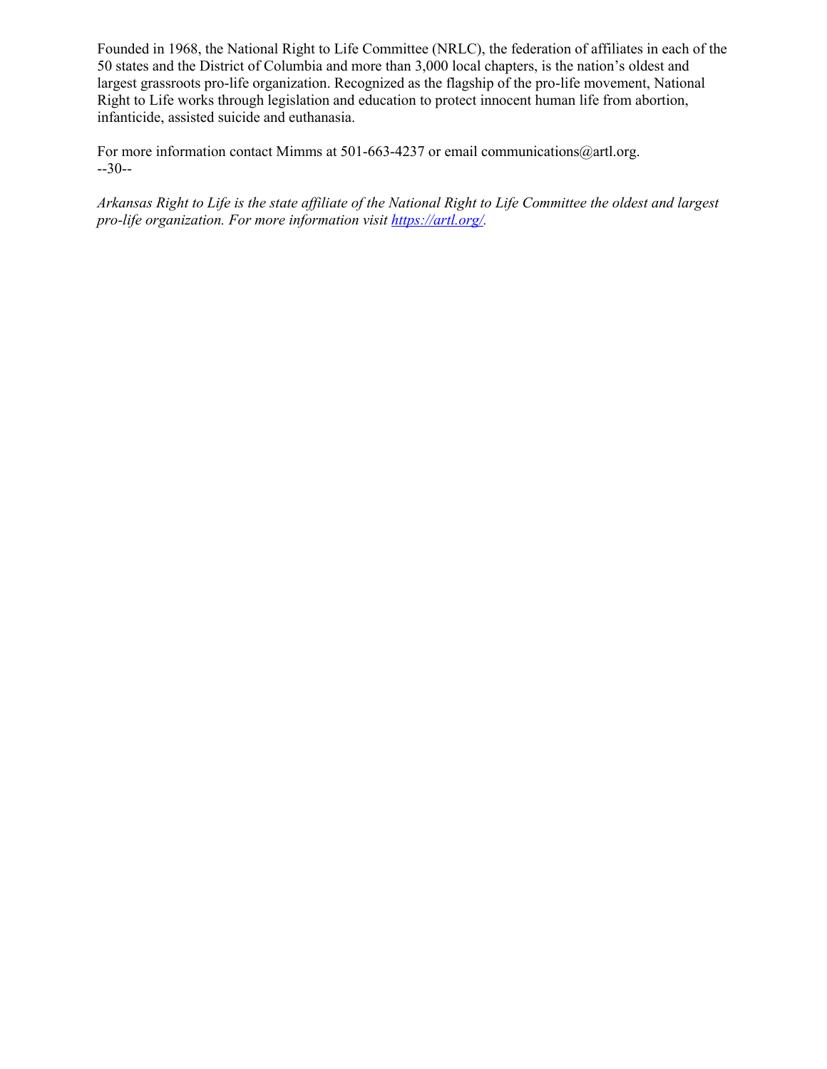Founded in 1968, the National Right to Life Committee (NRLC), the federation of affiliates in each of the 50 states and the District of Columbia and more than 3,000 local chapters, is the nation's oldest and largest grassroots pro-life organization. Recognized as the flagship of the pro-life movement, National Right to Life works through legislation and education to protect innocent human life from abortion, infanticide, assisted suicide and euthanasia.

For more information contact Mimms at 501-663-4237 or email communications@artl.org.
--30--

*Arkansas Right to Life is the state affiliate of the National Right to Life Committee the oldest and largest pro-life organization. For more information visit [https://artl.org/](https://artl.org/).*